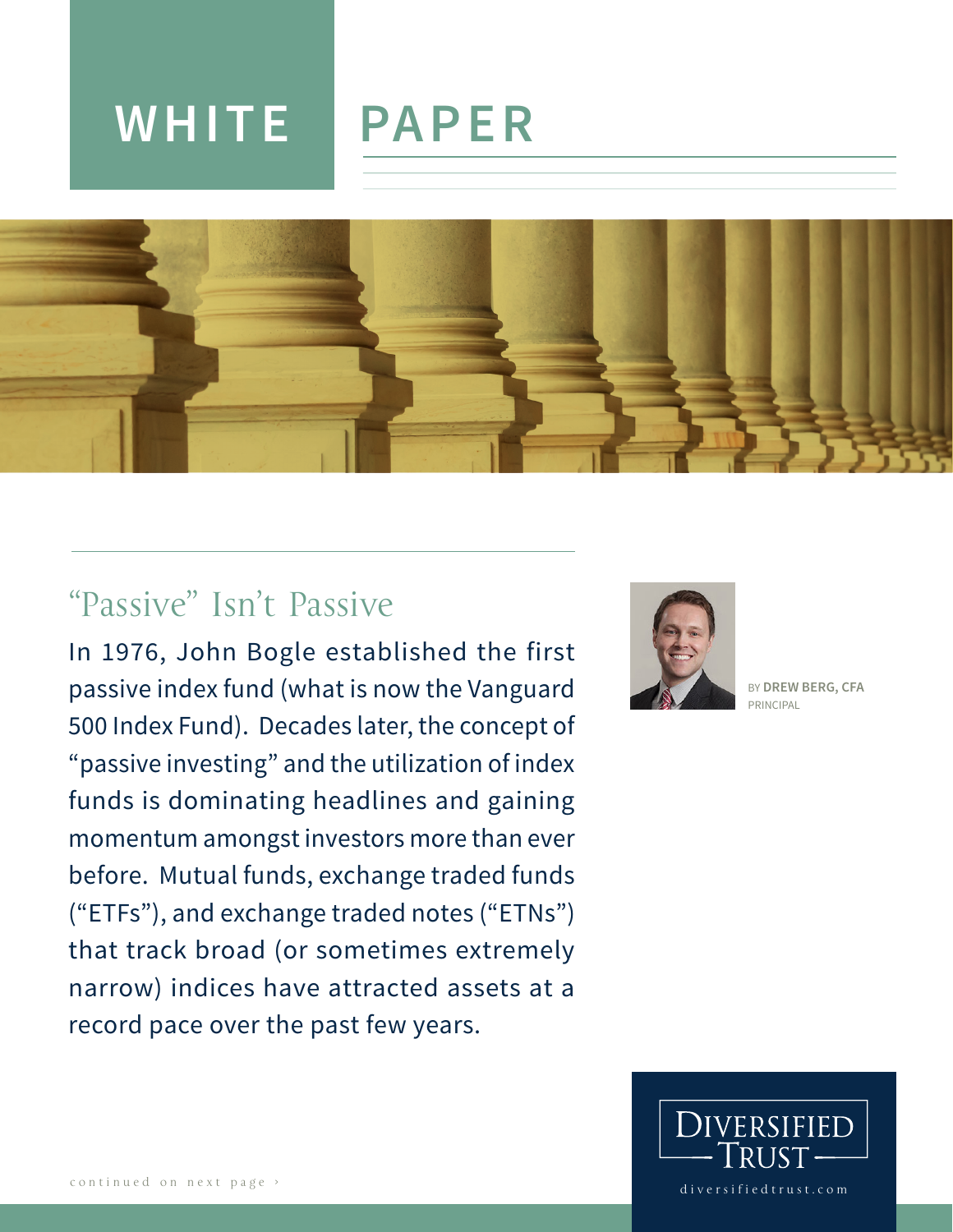# WHITE PAPER

## "Passive" Isn't Passive

BY **DREW BERG, CFA**
PRINCIPAL

In 1976, John Bogle established the first passive index fund (what is now the Vanguard 500 Index Fund). Decades later, the concept of "passive investing" and the utilization of index funds is dominating headlines and gaining momentum amongst investors more than ever before. Mutual funds, exchange traded funds ("ETFs"), and exchange traded notes ("ETNs") that track broad (or sometimes extremely narrow) indices have attracted assets at a record pace over the past few years.

continued on next page ›

DIVERSIFIED TRUST

diversifiedtrust.com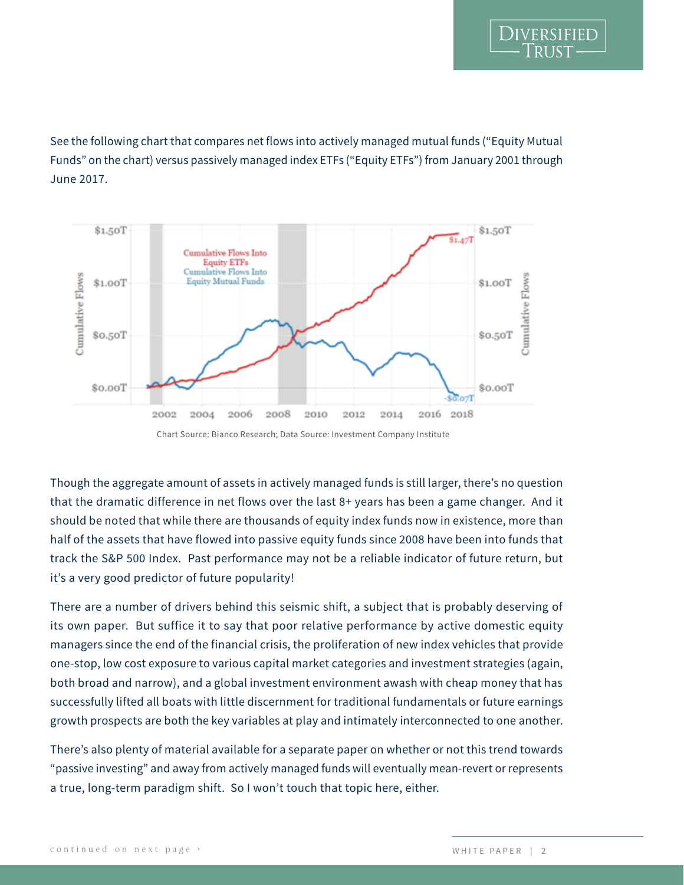See the following chart that compares net flows into actively managed mutual funds ("Equity Mutual Funds" on the chart) versus passively managed index ETFs ("Equity ETFs") from January 2001 through June 2017.

Chart Source: Bianco Research; Data Source: Investment Company Institute

Though the aggregate amount of assets in actively managed funds is still larger, there's no question that the dramatic difference in net flows over the last 8+ years has been a game changer. And it should be noted that while there are thousands of equity index funds now in existence, more than half of the assets that have flowed into passive equity funds since 2008 have been into funds that track the S&P 500 Index. Past performance may not be a reliable indicator of future return, but it's a very good predictor of future popularity!

There are a number of drivers behind this seismic shift, a subject that is probably deserving of its own paper. But suffice it to say that poor relative performance by active domestic equity managers since the end of the financial crisis, the proliferation of new index vehicles that provide one-stop, low cost exposure to various capital market categories and investment strategies (again, both broad and narrow), and a global investment environment awash with cheap money that has successfully lifted all boats with little discernment for traditional fundamentals or future earnings growth prospects are both the key variables at play and intimately interconnected to one another.

There's also plenty of material available for a separate paper on whether or not this trend towards "passive investing" and away from actively managed funds will eventually mean-revert or represents a true, long-term paradigm shift. So I won't touch that topic here, either.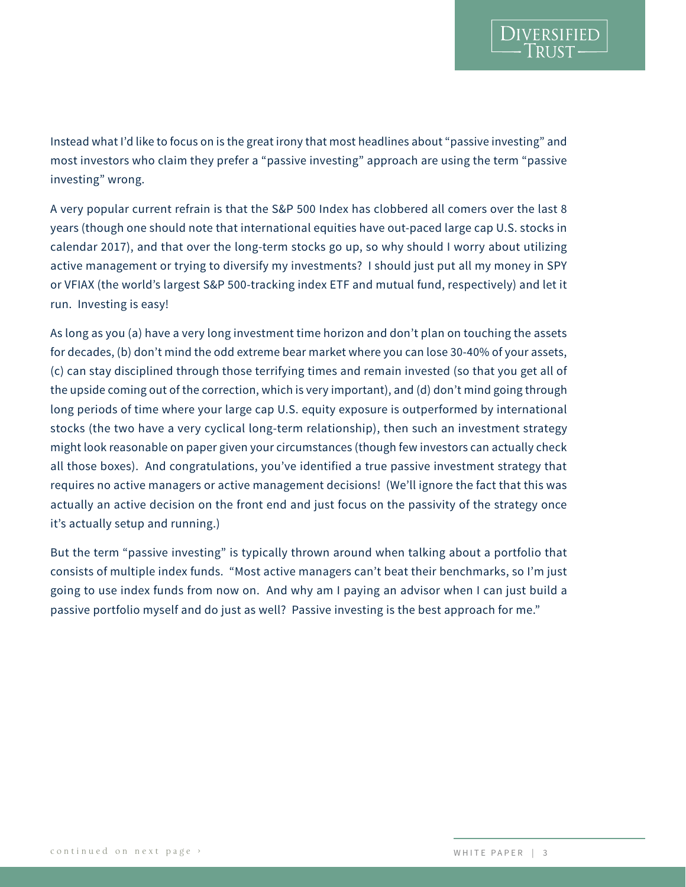Instead what I'd like to focus on is the great irony that most headlines about "passive investing" and most investors who claim they prefer a "passive investing" approach are using the term "passive investing" wrong.

A very popular current refrain is that the S&P 500 Index has clobbered all comers over the last 8 years (though one should note that international equities have out-paced large cap U.S. stocks in calendar 2017), and that over the long-term stocks go up, so why should I worry about utilizing active management or trying to diversify my investments? I should just put all my money in SPY or VFIAX (the world's largest S&P 500-tracking index ETF and mutual fund, respectively) and let it run. Investing is easy!

As long as you (a) have a very long investment time horizon and don't plan on touching the assets for decades, (b) don't mind the odd extreme bear market where you can lose 30-40% of your assets, (c) can stay disciplined through those terrifying times and remain invested (so that you get all of the upside coming out of the correction, which is very important), and (d) don't mind going through long periods of time where your large cap U.S. equity exposure is outperformed by international stocks (the two have a very cyclical long-term relationship), then such an investment strategy might look reasonable on paper given your circumstances (though few investors can actually check all those boxes). And congratulations, you've identified a true passive investment strategy that requires no active managers or active management decisions! (We'll ignore the fact that this was actually an active decision on the front end and just focus on the passivity of the strategy once it's actually setup and running.)

But the term "passive investing" is typically thrown around when talking about a portfolio that consists of multiple index funds. "Most active managers can't beat their benchmarks, so I'm just going to use index funds from now on. And why am I paying an advisor when I can just build a passive portfolio myself and do just as well? Passive investing is the best approach for me."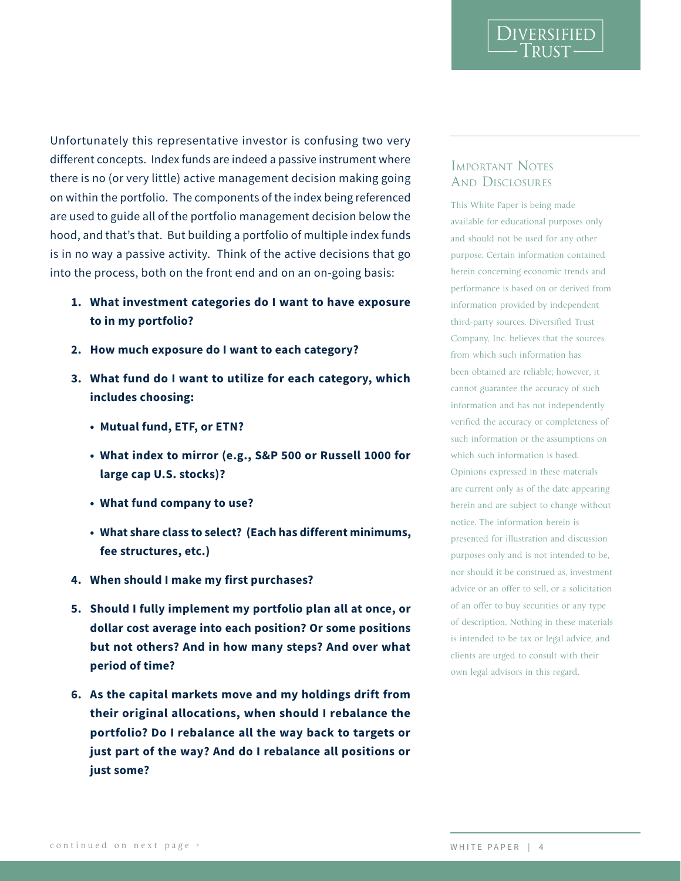Unfortunately this representative investor is confusing two very different concepts. Index funds are indeed a passive instrument where there is no (or very little) active management decision making going on within the portfolio. The components of the index being referenced are used to guide all of the portfolio management decision below the hood, and that's that. But building a portfolio of multiple index funds is in no way a passive activity. Think of the active decisions that go into the process, both on the front end and on an on-going basis:

1. **What investment categories do I want to have exposure to in my portfolio?**
2. **How much exposure do I want to each category?**
3. **What fund do I want to utilize for each category, which includes choosing:**
   - **Mutual fund, ETF, or ETN?**
   - **What index to mirror (e.g., S&P 500 or Russell 1000 for large cap U.S. stocks)?**
   - **What fund company to use?**
   - **What share class to select? (Each has different minimums, fee structures, etc.)**
4. **When should I make my first purchases?**
5. **Should I fully implement my portfolio plan all at once, or dollar cost average into each position? Or some positions but not others? And in how many steps? And over what period of time?**
6. **As the capital markets move and my holdings drift from their original allocations, when should I rebalance the portfolio? Do I rebalance all the way back to targets or just part of the way? And do I rebalance all positions or just some?**

continued on next page ›

## Important Notes And Disclosures

This White Paper is being made available for educational purposes only and should not be used for any other purpose. Certain information contained herein concerning economic trends and performance is based on or derived from information provided by independent third-party sources. Diversified Trust Company, Inc. believes that the sources from which such information has been obtained are reliable; however, it cannot guarantee the accuracy of such information and has not independently verified the accuracy or completeness of such information or the assumptions on which such information is based. Opinions expressed in these materials are current only as of the date appearing herein and are subject to change without notice. The information herein is presented for illustration and discussion purposes only and is not intended to be, nor should it be construed as, investment advice or an offer to sell, or a solicitation of an offer to buy securities or any type of description. Nothing in these materials is intended to be tax or legal advice, and clients are urged to consult with their own legal advisors in this regard.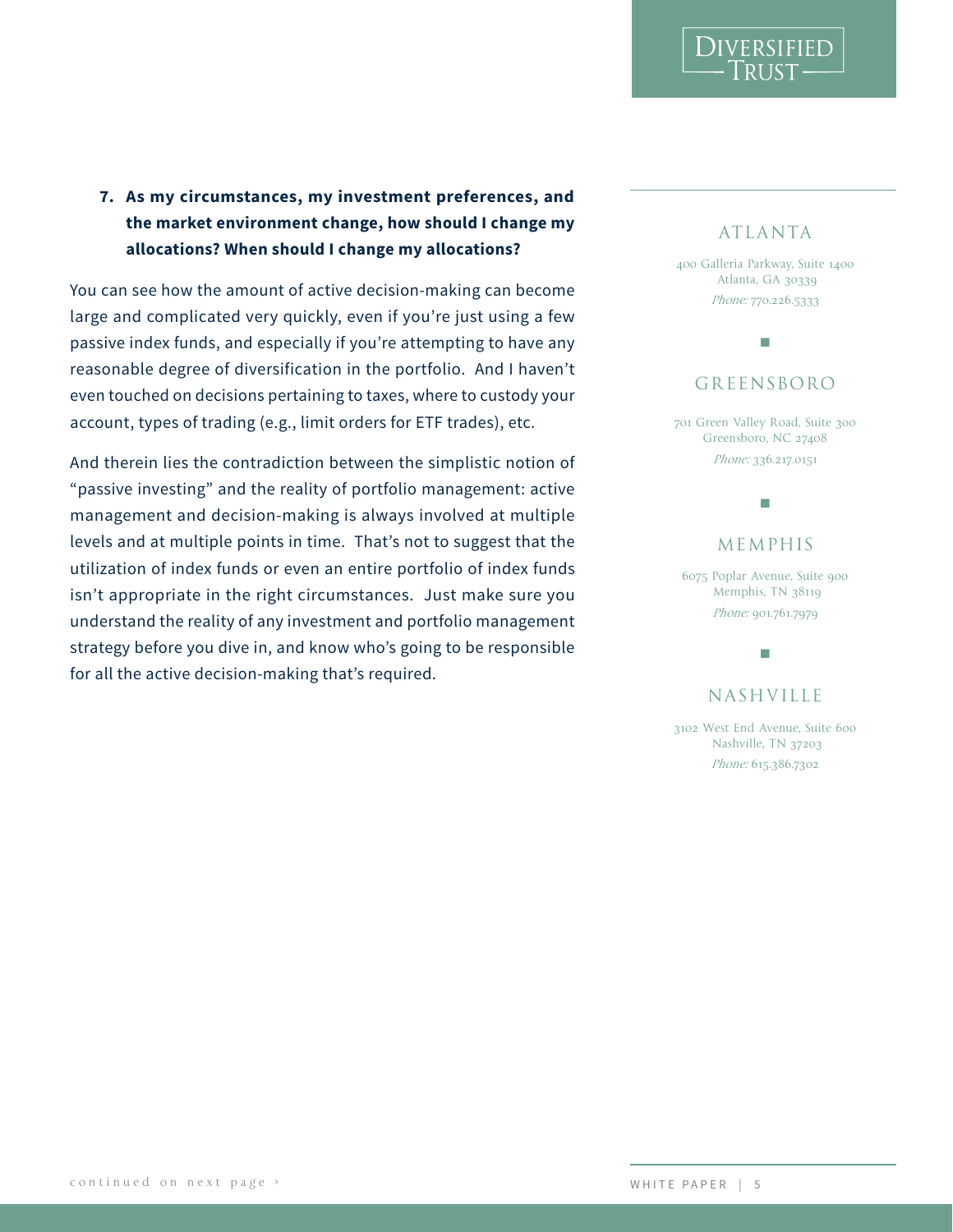7. **As my circumstances, my investment preferences, and the market environment change, how should I change my allocations? When should I change my allocations?**

You can see how the amount of active decision-making can become large and complicated very quickly, even if you're just using a few passive index funds, and especially if you're attempting to have any reasonable degree of diversification in the portfolio. And I haven't even touched on decisions pertaining to taxes, where to custody your account, types of trading (e.g., limit orders for ETF trades), etc.

And therein lies the contradiction between the simplistic notion of "passive investing" and the reality of portfolio management: active management and decision-making is always involved at multiple levels and at multiple points in time. That's not to suggest that the utilization of index funds or even an entire portfolio of index funds isn't appropriate in the right circumstances. Just make sure you understand the reality of any investment and portfolio management strategy before you dive in, and know who's going to be responsible for all the active decision-making that's required.

## ATLANTA

400 Galleria Parkway, Suite 1400
Atlanta, GA 30339
*Phone:* 770.226.5333

## GREENSBORO

701 Green Valley Road, Suite 300
Greensboro, NC 27408
*Phone:* 336.217.0151

## MEMPHIS

6075 Poplar Avenue, Suite 900
Memphis, TN 38119
*Phone:* 901.761.7979

## NASHVILLE

3102 West End Avenue, Suite 600
Nashville, TN 37203
*Phone:* 615.386.7302